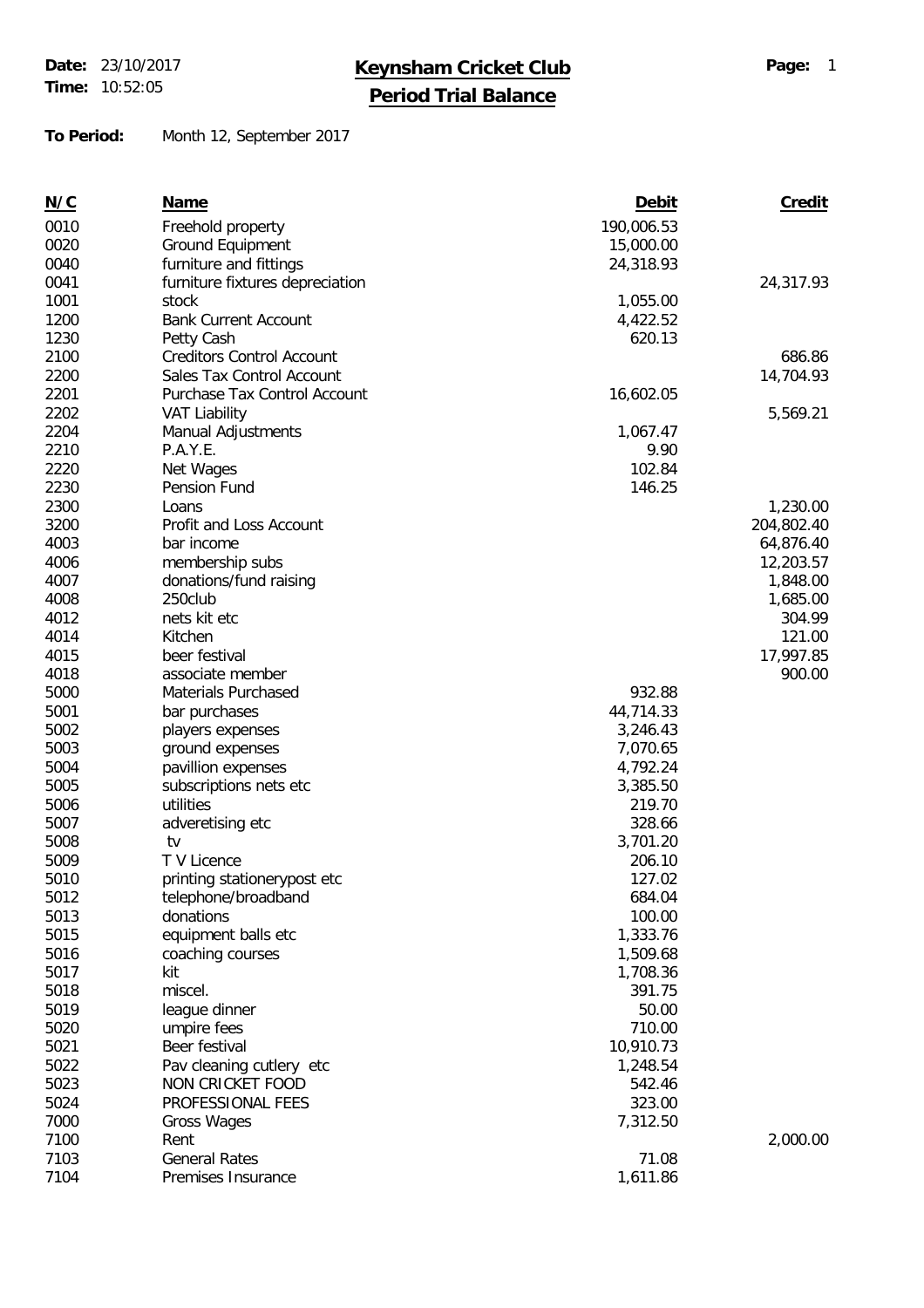**Date:** 23/10/2017
**Time:** 10:52:05

# Keynsham Cricket Club

## Period Trial Balance

**To Period:** Month 12, September 2017

| N/C | Name | Debit | Credit |
|---|---|---|---|
| 0010 | Freehold property | 190,006.53 | |
| 0020 | Ground Equipment | 15,000.00 | |
| 0040 | furniture and fittings | 24,318.93 | |
| 0041 | furniture fixtures depreciation | | 24,317.93 |
| 1001 | stock | 1,055.00 | |
| 1200 | Bank Current Account | 4,422.52 | |
| 1230 | Petty Cash | 620.13 | |
| 2100 | Creditors Control Account | | 686.86 |
| 2200 | Sales Tax Control Account | | 14,704.93 |
| 2201 | Purchase Tax Control Account | 16,602.05 | |
| 2202 | VAT Liability | | 5,569.21 |
| 2204 | Manual Adjustments | 1,067.47 | |
| 2210 | P.A.Y.E. | 9.90 | |
| 2220 | Net Wages | 102.84 | |
| 2230 | Pension Fund | 146.25 | |
| 2300 | Loans | | 1,230.00 |
| 3200 | Profit and Loss Account | | 204,802.40 |
| 4003 | bar income | | 64,876.40 |
| 4006 | membership subs | | 12,203.57 |
| 4007 | donations/fund raising | | 1,848.00 |
| 4008 | 250club | | 1,685.00 |
| 4012 | nets kit etc | | 304.99 |
| 4014 | Kitchen | | 121.00 |
| 4015 | beer festival | | 17,997.85 |
| 4018 | associate member | | 900.00 |
| 5000 | Materials Purchased | 932.88 | |
| 5001 | bar purchases | 44,714.33 | |
| 5002 | players expenses | 3,246.43 | |
| 5003 | ground expenses | 7,070.65 | |
| 5004 | pavillion expenses | 4,792.24 | |
| 5005 | subscriptions nets etc | 3,385.50 | |
| 5006 | utilities | 219.70 | |
| 5007 | adveretising etc | 328.66 | |
| 5008 | tv | 3,701.20 | |
| 5009 | T V Licence | 206.10 | |
| 5010 | printing stationerypost etc | 127.02 | |
| 5012 | telephone/broadband | 684.04 | |
| 5013 | donations | 100.00 | |
| 5015 | equipment balls etc | 1,333.76 | |
| 5016 | coaching courses | 1,509.68 | |
| 5017 | kit | 1,708.36 | |
| 5018 | miscel. | 391.75 | |
| 5019 | league dinner | 50.00 | |
| 5020 | umpire fees | 710.00 | |
| 5021 | Beer festival | 10,910.73 | |
| 5022 | Pav cleaning cutlery etc | 1,248.54 | |
| 5023 | NON CRICKET FOOD | 542.46 | |
| 5024 | PROFESSIONAL FEES | 323.00 | |
| 7000 | Gross Wages | 7,312.50 | |
| 7100 | Rent | | 2,000.00 |
| 7103 | General Rates | 71.08 | |
| 7104 | Premises Insurance | 1,611.86 | |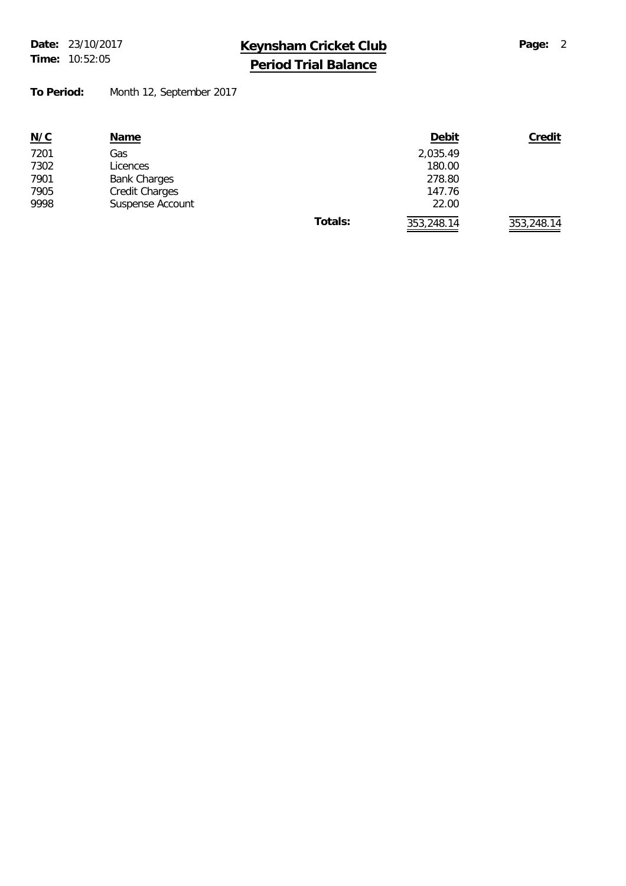**Date:** 23/10/2017
**Time:** 10:52:05

# Keynsham Cricket Club

## Period Trial Balance

**To Period:** Month 12, September 2017

| N/C | Name | | Debit | Credit |
|---|---|---|---|---|
| 7201 | Gas | | 2,035.49 | |
| 7302 | Licences | | 180.00 | |
| 7901 | Bank Charges | | 278.80 | |
| 7905 | Credit Charges | | 147.76 | |
| 9998 | Suspense Account | | 22.00 | |
| | | **Totals:** | 353,248.14 | 353,248.14 |